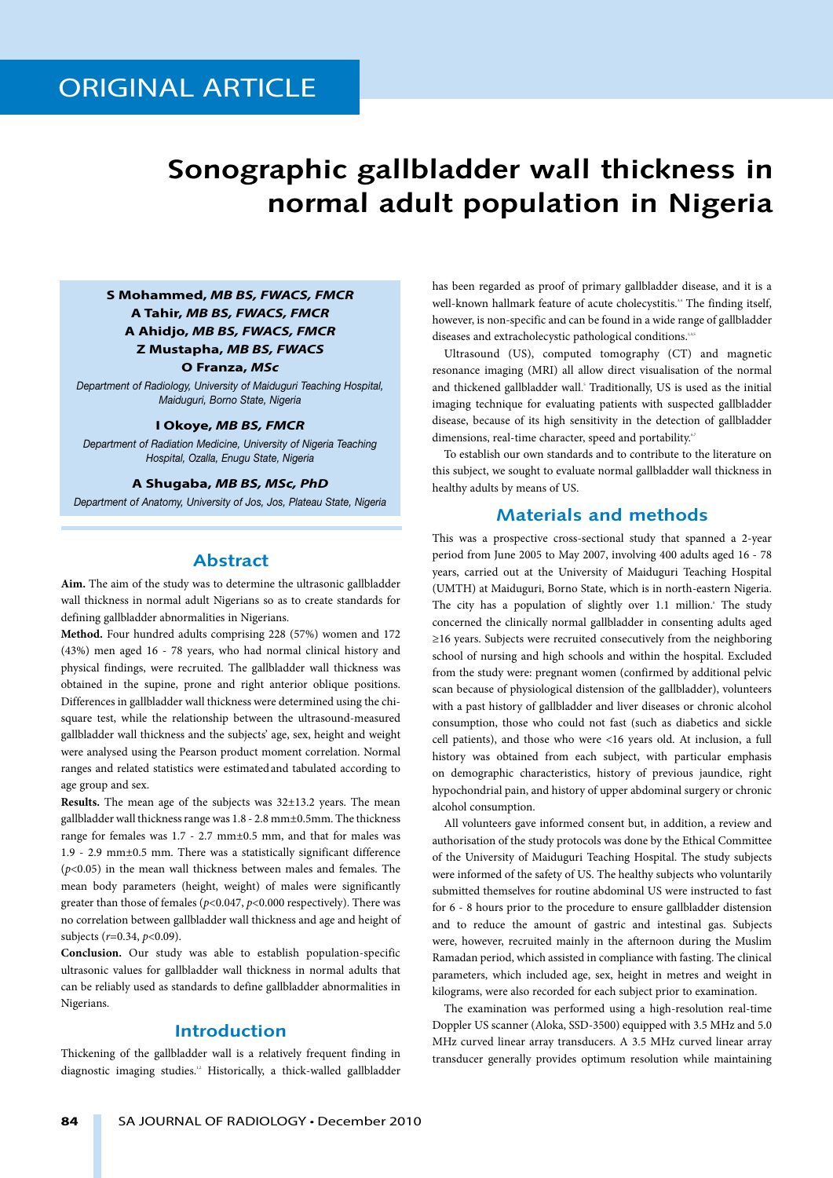ORIGINAL ARTICLE

# Sonographic gallbladder wall thickness in normal adult population in Nigeria

**S Mohammed, *MB BS, FWACS, FMCR***
**A Tahir, *MB BS, FWACS, FMCR***
**A Ahidjo, *MB BS, FWACS, FMCR***
**Z Mustapha, *MB BS, FWACS***
**O Franza, *MSc***

*Department of Radiology, University of Maiduguri Teaching Hospital, Maiduguri, Borno State, Nigeria*

**I Okoye, *MB BS, FMCR***

*Department of Radiation Medicine, University of Nigeria Teaching Hospital, Ozalla, Enugu State, Nigeria*

**A Shugaba, *MB BS, MSc, PhD***

*Department of Anatomy, University of Jos, Jos, Plateau State, Nigeria*

## Abstract

**Aim.** The aim of the study was to determine the ultrasonic gallbladder wall thickness in normal adult Nigerians so as to create standards for defining gallbladder abnormalities in Nigerians.

**Method.** Four hundred adults comprising 228 (57%) women and 172 (43%) men aged 16 - 78 years, who had normal clinical history and physical findings, were recruited. The gallbladder wall thickness was obtained in the supine, prone and right anterior oblique positions. Differences in gallbladder wall thickness were determined using the chi-square test, while the relationship between the ultrasound-measured gallbladder wall thickness and the subjects' age, sex, height and weight were analysed using the Pearson product moment correlation. Normal ranges and related statistics were estimated and tabulated according to age group and sex.

**Results.** The mean age of the subjects was 32±13.2 years. The mean gallbladder wall thickness range was 1.8 - 2.8 mm±0.5mm. The thickness range for females was 1.7 - 2.7 mm±0.5 mm, and that for males was 1.9 - 2.9 mm±0.5 mm. There was a statistically significant difference ($p<0.05$) in the mean wall thickness between males and females. The mean body parameters (height, weight) of males were significantly greater than those of females ($p<0.047$, $p<0.000$ respectively). There was no correlation between gallbladder wall thickness and age and height of subjects ($r=0.34$, $p<0.09$).

**Conclusion.** Our study was able to establish population-specific ultrasonic values for gallbladder wall thickness in normal adults that can be reliably used as standards to define gallbladder abnormalities in Nigerians.

## Introduction

Thickening of the gallbladder wall is a relatively frequent finding in diagnostic imaging studies.[1,2] Historically, a thick-walled gallbladder has been regarded as proof of primary gallbladder disease, and it is a well-known hallmark feature of acute cholecystitis.[3,4] The finding itself, however, is non-specific and can be found in a wide range of gallbladder diseases and extracholecystic pathological conditions.[1,4,5,6]

Ultrasound (US), computed tomography (CT) and magnetic resonance imaging (MRI) all allow direct visualisation of the normal and thickened gallbladder wall.[5] Traditionally, US is used as the initial imaging technique for evaluating patients with suspected gallbladder disease, because of its high sensitivity in the detection of gallbladder dimensions, real-time character, speed and portability.[6,7]

To establish our own standards and to contribute to the literature on this subject, we sought to evaluate normal gallbladder wall thickness in healthy adults by means of US.

## Materials and methods

This was a prospective cross-sectional study that spanned a 2-year period from June 2005 to May 2007, involving 400 adults aged 16 - 78 years, carried out at the University of Maiduguri Teaching Hospital (UMTH) at Maiduguri, Borno State, which is in north-eastern Nigeria. The city has a population of slightly over 1.1 million.[8] The study concerned the clinically normal gallbladder in consenting adults aged ≥16 years. Subjects were recruited consecutively from the neighboring school of nursing and high schools and within the hospital. Excluded from the study were: pregnant women (confirmed by additional pelvic scan because of physiological distension of the gallbladder), volunteers with a past history of gallbladder and liver diseases or chronic alcohol consumption, those who could not fast (such as diabetics and sickle cell patients), and those who were <16 years old. At inclusion, a full history was obtained from each subject, with particular emphasis on demographic characteristics, history of previous jaundice, right hypochondrial pain, and history of upper abdominal surgery or chronic alcohol consumption.

All volunteers gave informed consent but, in addition, a review and authorisation of the study protocols was done by the Ethical Committee of the University of Maiduguri Teaching Hospital. The study subjects were informed of the safety of US. The healthy subjects who voluntarily submitted themselves for routine abdominal US were instructed to fast for 6 - 8 hours prior to the procedure to ensure gallbladder distension and to reduce the amount of gastric and intestinal gas. Subjects were, however, recruited mainly in the afternoon during the Muslim Ramadan period, which assisted in compliance with fasting. The clinical parameters, which included age, sex, height in metres and weight in kilograms, were also recorded for each subject prior to examination.

The examination was performed using a high-resolution real-time Doppler US scanner (Aloka, SSD-3500) equipped with 3.5 MHz and 5.0 MHz curved linear array transducers. A 3.5 MHz curved linear array transducer generally provides optimum resolution while maintaining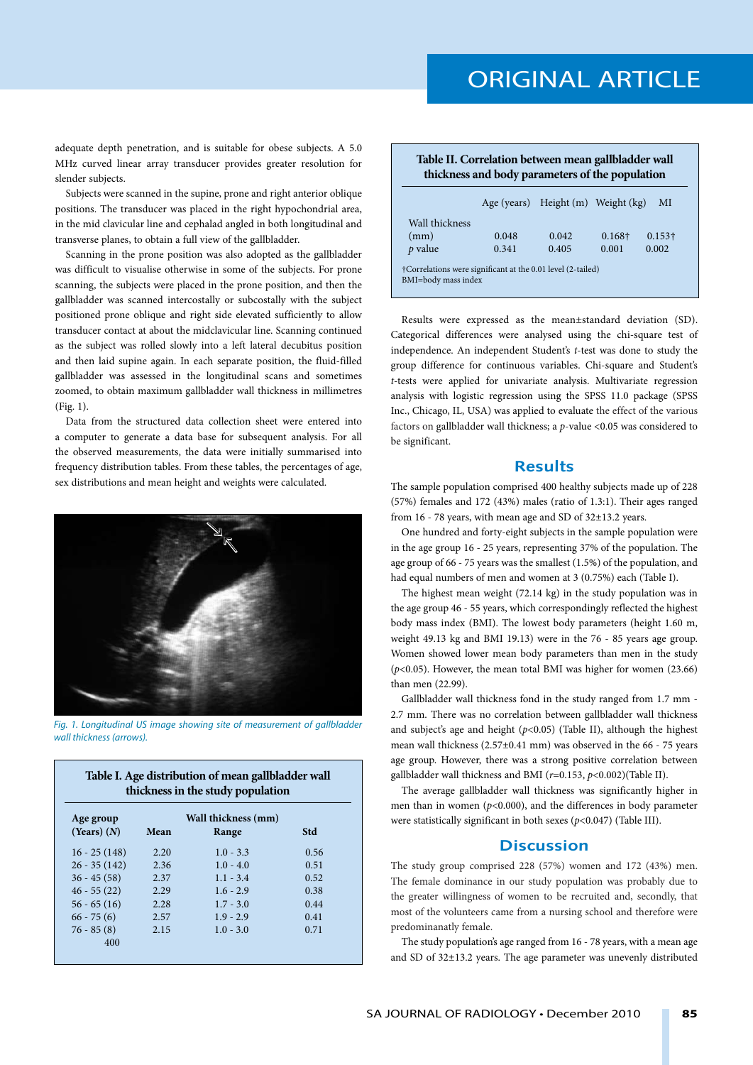adequate depth penetration, and is suitable for obese subjects. A 5.0 MHz curved linear array transducer provides greater resolution for slender subjects.

Subjects were scanned in the supine, prone and right anterior oblique positions. The transducer was placed in the right hypochondrial area, in the mid clavicular line and cephalad angled in both longitudinal and transverse planes, to obtain a full view of the gallbladder.

Scanning in the prone position was also adopted as the gallbladder was difficult to visualise otherwise in some of the subjects. For prone scanning, the subjects were placed in the prone position, and then the gallbladder was scanned intercostally or subcostally with the subject positioned prone oblique and right side elevated sufficiently to allow transducer contact at about the midclavicular line. Scanning continued as the subject was rolled slowly into a left lateral decubitus position and then laid supine again. In each separate position, the fluid-filled gallbladder was assessed in the longitudinal scans and sometimes zoomed, to obtain maximum gallbladder wall thickness in millimetres (Fig. 1).

Data from the structured data collection sheet were entered into a computer to generate a data base for subsequent analysis. For all the observed measurements, the data were initially summarised into frequency distribution tables. From these tables, the percentages of age, sex distributions and mean height and weights were calculated.

*Fig. 1. Longitudinal US image showing site of measurement of gallbladder wall thickness (arrows).*

**Table I. Age distribution of mean gallbladder wall thickness in the study population**

| Age group (Years) (*N*) | Wall thickness (mm) Mean | Range | Std |
|---|---|---|---|
| 16 - 25 (148) | 2.20 | 1.0 - 3.3 | 0.56 |
| 26 - 35 (142) | 2.36 | 1.0 - 4.0 | 0.51 |
| 36 - 45 (58) | 2.37 | 1.1 - 3.4 | 0.52 |
| 46 - 55 (22) | 2.29 | 1.6 - 2.9 | 0.38 |
| 56 - 65 (16) | 2.28 | 1.7 - 3.0 | 0.44 |
| 66 - 75 (6) | 2.57 | 1.9 - 2.9 | 0.41 |
| 76 - 85 (8) | 2.15 | 1.0 - 3.0 | 0.71 |
| 400 | | | |

**Table II. Correlation between mean gallbladder wall thickness and body parameters of the population**

| | Age (years) | Height (m) | Weight (kg) | MI |
|---|---|---|---|---|
| Wall thickness (mm) | 0.048 | 0.042 | 0.168† | 0.153† |
| *p* value | 0.341 | 0.405 | 0.001 | 0.002 |

†Correlations were significant at the 0.01 level (2-tailed)
BMI=body mass index

Results were expressed as the mean±standard deviation (SD). Categorical differences were analysed using the chi-square test of independence. An independent Student's *t*-test was done to study the group difference for continuous variables. Chi-square and Student's *t*-tests were applied for univariate analysis. Multivariate regression analysis with logistic regression using the SPSS 11.0 package (SPSS Inc., Chicago, IL, USA) was applied to evaluate the effect of the various factors on gallbladder wall thickness; a *p*-value <0.05 was considered to be significant.

## Results

The sample population comprised 400 healthy subjects made up of 228 (57%) females and 172 (43%) males (ratio of 1.3:1). Their ages ranged from 16 - 78 years, with mean age and SD of 32±13.2 years.

One hundred and forty-eight subjects in the sample population were in the age group 16 - 25 years, representing 37% of the population. The age group of 66 - 75 years was the smallest (1.5%) of the population, and had equal numbers of men and women at 3 (0.75%) each (Table I).

The highest mean weight (72.14 kg) in the study population was in the age group 46 - 55 years, which correspondingly reflected the highest body mass index (BMI). The lowest body parameters (height 1.60 m, weight 49.13 kg and BMI 19.13) were in the 76 - 85 years age group. Women showed lower mean body parameters than men in the study ($p<0.05$). However, the mean total BMI was higher for women (23.66) than men (22.99).

Gallbladder wall thickness fond in the study ranged from 1.7 mm - 2.7 mm. There was no correlation between gallbladder wall thickness and subject's age and height ($p<0.05$) (Table II), although the highest mean wall thickness (2.57±0.41 mm) was observed in the 66 - 75 years age group. However, there was a strong positive correlation between gallbladder wall thickness and BMI ($r=0.153$, $p<0.002$)(Table II).

The average gallbladder wall thickness was significantly higher in men than in women ($p<0.000$), and the differences in body parameter were statistically significant in both sexes ($p<0.047$) (Table III).

## Discussion

The study group comprised 228 (57%) women and 172 (43%) men. The female dominance in our study population was probably due to the greater willingness of women to be recruited and, secondly, that most of the volunteers came from a nursing school and therefore were predominanatly female.

The study population's age ranged from 16 - 78 years, with a mean age and SD of 32±13.2 years. The age parameter was unevenly distributed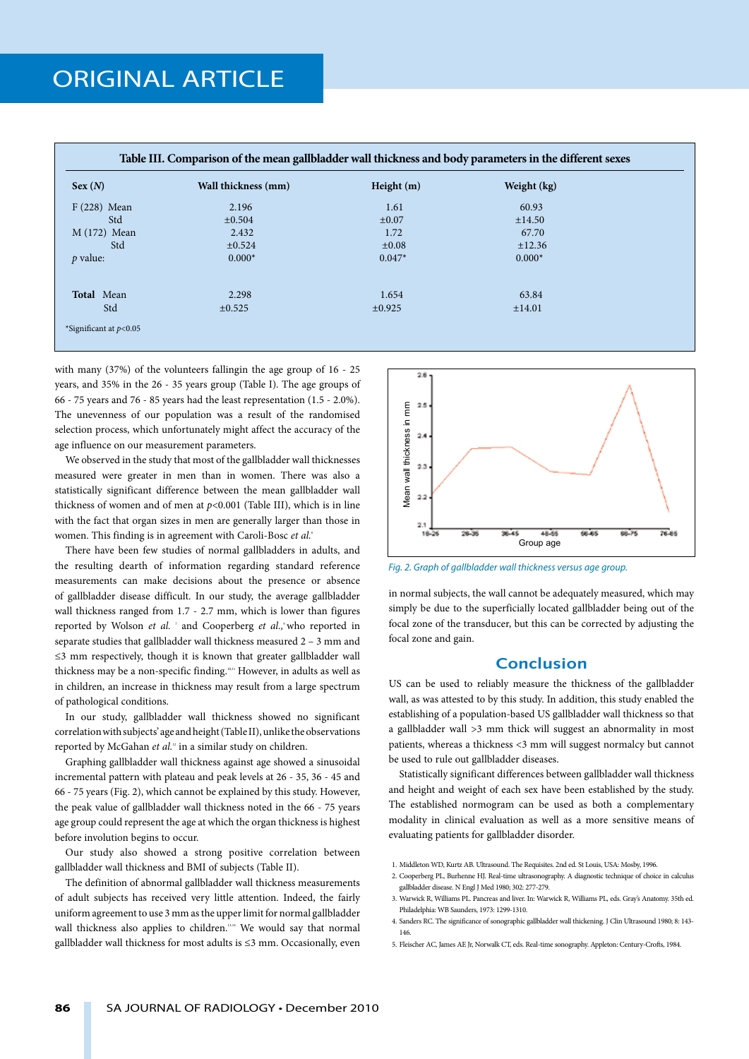**Table III. Comparison of the mean gallbladder wall thickness and body parameters in the different sexes**

| Sex (*N*) | | Wall thickness (mm) | Height (m) | Weight (kg) |
|---|---|---|---|---|
| F (228) | Mean | 2.196 | 1.61 | 60.93 |
| | Std | ±0.504 | ±0.07 | ±14.50 |
| M (172) | Mean | 2.432 | 1.72 | 67.70 |
| | Std | ±0.524 | ±0.08 | ±12.36 |
| *p* value: | | 0.000* | 0.047* | 0.000* |
| **Total** | Mean | 2.298 | 1.654 | 63.84 |
| | Std | ±0.525 | ±0.925 | ±14.01 |

*Significant at $p<0.05$

with many (37%) of the volunteers fallingin the age group of 16 - 25 years, and 35% in the 26 - 35 years group (Table I). The age groups of 66 - 75 years and 76 - 85 years had the least representation (1.5 - 2.0%). The unevenness of our population was a result of the randomised selection process, which unfortunately might affect the accuracy of the age influence on our measurement parameters.

We observed in the study that most of the gallbladder wall thicknesses measured were greater in men than in women. There was also a statistically significant difference between the mean gallbladder wall thickness of women and of men at $p<0.001$ (Table III), which is in line with the fact that organ sizes in men are generally larger than those in women. This finding is in agreement with Caroli-Bosc *et al.*[8]

There have been few studies of normal gallbladders in adults, and the resulting dearth of information regarding standard reference measurements can make decisions about the presence or absence of gallbladder disease difficult. In our study, the average gallbladder wall thickness ranged from 1.7 - 2.7 mm, which is lower than figures reported by Wolson *et al.* [7] and Cooperberg *et al.*,[9] who reported in separate studies that gallbladder wall thickness measured 2 – 3 mm and ≤3 mm respectively, though it is known that greater gallbladder wall thickness may be a non-specific finding.[10,11] However, in adults as well as in children, an increase in thickness may result from a large spectrum of pathological conditions.

In our study, gallbladder wall thickness showed no significant correlation with subjects' age and height (Table II), unlike the observations reported by McGahan *et al.*[12] in a similar study on children.

Graphing gallbladder wall thickness against age showed a sinusoidal incremental pattern with plateau and peak levels at 26 - 35, 36 - 45 and 66 - 75 years (Fig. 2), which cannot be explained by this study. However, the peak value of gallbladder wall thickness noted in the 66 - 75 years age group could represent the age at which the organ thickness is highest before involution begins to occur.

Our study also showed a strong positive correlation between gallbladder wall thickness and BMI of subjects (Table II).

The definition of abnormal gallbladder wall thickness measurements of adult subjects has received very little attention. Indeed, the fairly uniform agreement to use 3 mm as the upper limit for normal gallbladder wall thickness also applies to children.[13,14] We would say that normal gallbladder wall thickness for most adults is ≤3 mm. Occasionally, even in normal subjects, the wall cannot be adequately measured, which may simply be due to the superficially located gallbladder being out of the focal zone of the transducer, but this can be corrected by adjusting the focal zone and gain.

*Fig. 2. Graph of gallbladder wall thickness versus age group.*

## Conclusion

US can be used to reliably measure the thickness of the gallbladder wall, as was attested to by this study. In addition, this study enabled the establishing of a population-based US gallbladder wall thickness so that a gallbladder wall >3 mm thick will suggest an abnormality in most patients, whereas a thickness <3 mm will suggest normalcy but cannot be used to rule out gallbladder diseases.

Statistically significant differences between gallbladder wall thickness and height and weight of each sex have been established by the study. The established normogram can be used as both a complementary modality in clinical evaluation as well as a more sensitive means of evaluating patients for gallbladder disorder.

1. Middleton WD, Kurtz AB. Ultrasound. The Requisites. 2nd ed. St Louis, USA: Mosby, 1996.
2. Cooperberg PL, Burhenne HJ. Real-time ultrasonography. A diagnostic technique of choice in calculus gallbladder disease. N Engl J Med 1980; 302: 277-279.
3. Warwick R, Williams PL. Pancreas and liver. In: Warwick R, Williams PL, eds. Gray's Anatomy. 35th ed. Philadelphia: WB Saunders, 1973: 1299-1310.
4. Sanders RC. The significance of sonographic gallbladder wall thickening. J Clin Ultrasound 1980; 8: 143-146.
5. Fleischer AC, James AE Jr, Norwalk CT, eds. Real-time sonography. Appleton: Century-Crofts, 1984.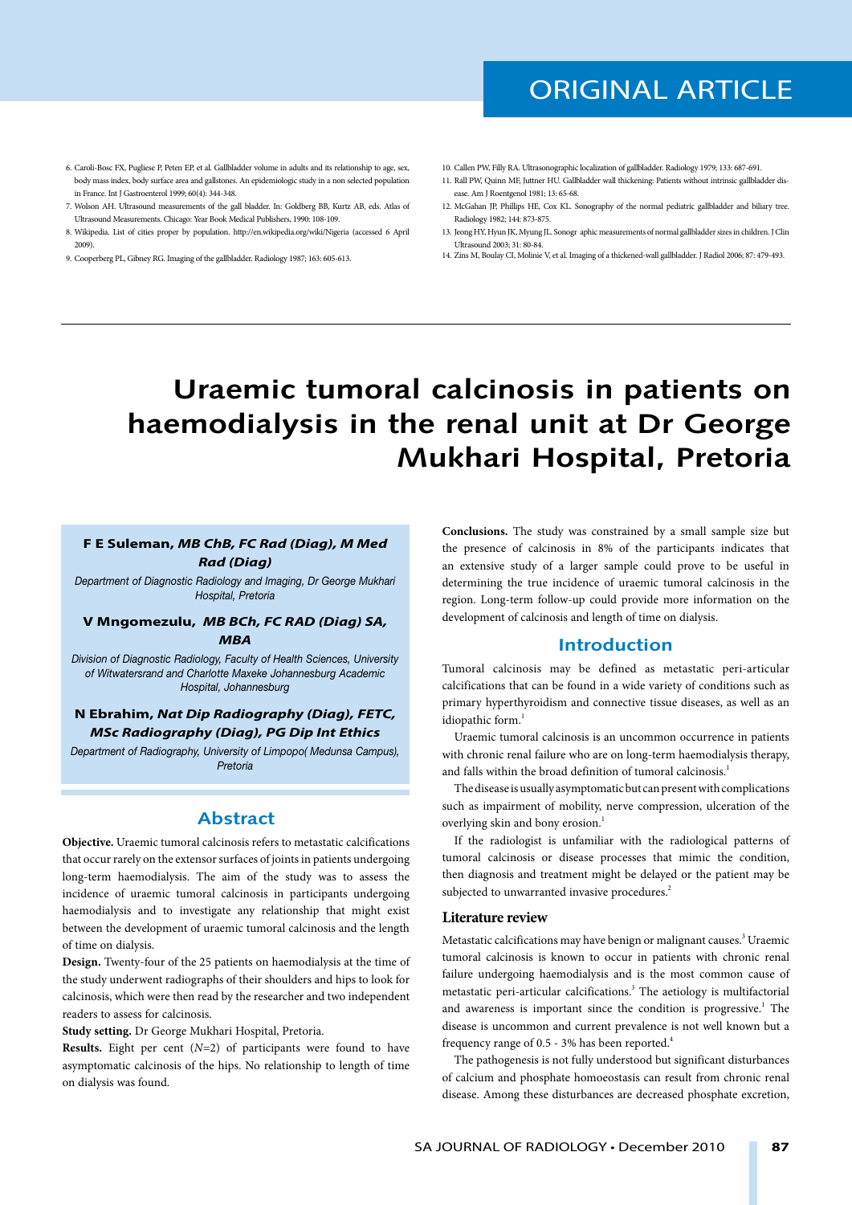6. Caroli-Bosc FX, Pugliese P, Peten EP, et al. Gallbladder volume in adults and its relationship to age, sex, body mass index, body surface area and gallstones. An epidemiologic study in a non selected population in France. Int J Gastroenterol 1999; 60(4): 344-348.
7. Wolson AH. Ultrasound measurements of the gall bladder. In: Goldberg BB, Kurtz AB, eds. Atlas of Ultrasound Measurements. Chicago: Year Book Medical Publishers, 1990: 108-109.
8. Wikipedia. List of cities proper by population. http://en.wikipedia.org/wiki/Nigeria (accessed 6 April 2009).
9. Cooperberg PL, Gibney RG. Imaging of the gallbladder. Radiology 1987; 163: 605-613.
10. Callen PW, Filly RA. Ultrasonographic localization of gallbladder. Radiology 1979; 133: 687-691.
11. Rall PW, Quinn MF, Juttner HU. Gallbladder wall thickening: Patients without intrinsic gallbladder disease. Am J Roentgenol 1981; 13: 65-68.
12. McGahan JP, Phillips HE, Cox KL. Sonography of the normal pediatric gallbladder and biliary tree. Radiology 1982; 144: 873-875.
13. Jeong HY, Hyun JK, Myung JL. Sonogr aphic measurements of normal gallbladder sizes in children. J Clin Ultrasound 2003; 31: 80-84.
14. Zins M, Boulay CI, Molinie V, et al. Imaging of a thickened-wall gallbladder. J Radiol 2006; 87: 479-493.

---

# Uraemic tumoral calcinosis in patients on haemodialysis in the renal unit at Dr George Mukhari Hospital, Pretoria

**F E Suleman,** ***MB ChB, FC Rad (Diag), M Med Rad (Diag)***

*Department of Diagnostic Radiology and Imaging, Dr George Mukhari Hospital, Pretoria*

**V Mngomezulu,** ***MB BCh, FC RAD (Diag) SA, MBA***

*Division of Diagnostic Radiology, Faculty of Health Sciences, University of Witwatersrand and Charlotte Maxeke Johannesburg Academic Hospital, Johannesburg*

**N Ebrahim,** ***Nat Dip Radiography (Diag), FETC, MSc Radiography (Diag), PG Dip Int Ethics***

*Department of Radiography, University of Limpopo( Medunsa Campus), Pretoria*

## Abstract

**Objective.** Uraemic tumoral calcinosis refers to metastatic calcifications that occur rarely on the extensor surfaces of joints in patients undergoing long-term haemodialysis. The aim of the study was to assess the incidence of uraemic tumoral calcinosis in participants undergoing haemodialysis and to investigate any relationship that might exist between the development of uraemic tumoral calcinosis and the length of time on dialysis.

**Design.** Twenty-four of the 25 patients on haemodialysis at the time of the study underwent radiographs of their shoulders and hips to look for calcinosis, which were then read by the researcher and two independent readers to assess for calcinosis.

**Study setting.** Dr George Mukhari Hospital, Pretoria.

**Results.** Eight per cent ($N$=2) of participants were found to have asymptomatic calcinosis of the hips. No relationship to length of time on dialysis was found.

**Conclusions.** The study was constrained by a small sample size but the presence of calcinosis in 8% of the participants indicates that an extensive study of a larger sample could prove to be useful in determining the true incidence of uraemic tumoral calcinosis in the region. Long-term follow-up could provide more information on the development of calcinosis and length of time on dialysis.

## Introduction

Tumoral calcinosis may be defined as metastatic peri-articular calcifications that can be found in a wide variety of conditions such as primary hyperthyroidism and connective tissue diseases, as well as an idiopathic form.[1]

Uraemic tumoral calcinosis is an uncommon occurrence in patients with chronic renal failure who are on long-term haemodialysis therapy, and falls within the broad definition of tumoral calcinosis.[1]

The disease is usually asymptomatic but can present with complications such as impairment of mobility, nerve compression, ulceration of the overlying skin and bony erosion.[1]

If the radiologist is unfamiliar with the radiological patterns of tumoral calcinosis or disease processes that mimic the condition, then diagnosis and treatment might be delayed or the patient may be subjected to unwarranted invasive procedures.[2]

### Literature review

Metastatic calcifications may have benign or malignant causes.[3] Uraemic tumoral calcinosis is known to occur in patients with chronic renal failure undergoing haemodialysis and is the most common cause of metastatic peri-articular calcifications.[3] The aetiology is multifactorial and awareness is important since the condition is progressive.[1] The disease is uncommon and current prevalence is not well known but a frequency range of 0.5 - 3% has been reported.[4]

The pathogenesis is not fully understood but significant disturbances of calcium and phosphate homoeostasis can result from chronic renal disease. Among these disturbances are decreased phosphate excretion,